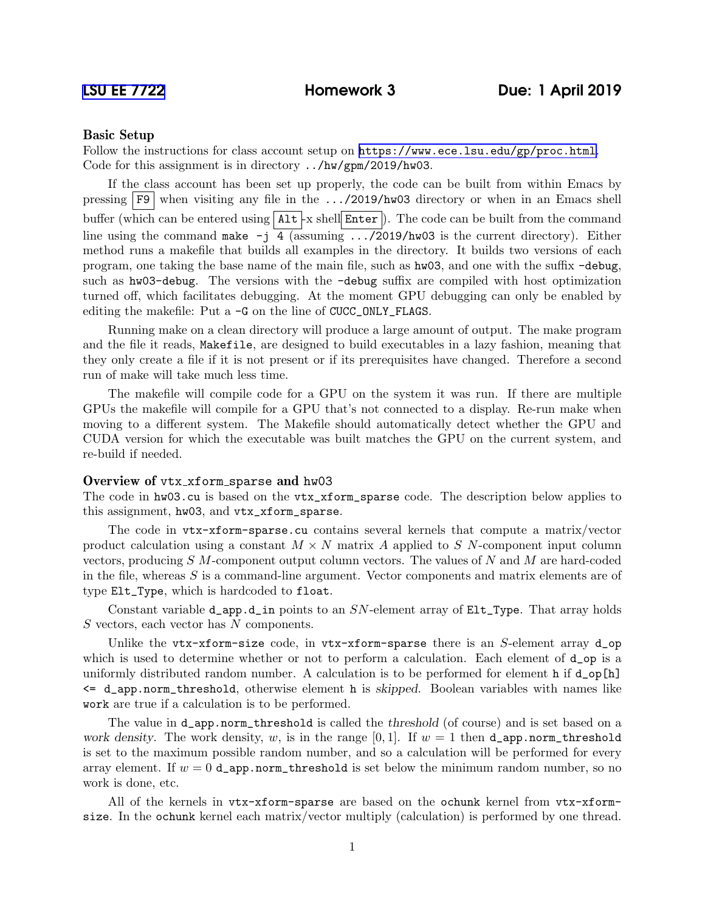LSU EE 7722 **Homework 3** **Due: 1 April 2019**

### Basic Setup

Follow the instructions for class account setup on https://www.ece.lsu.edu/gp/proc.html. Code for this assignment is in directory `../hw/gpm/2019/hw03`.

If the class account has been set up properly, the code can be built from within Emacs by pressing F9 when visiting any file in the `.../2019/hw03` directory or when in an Emacs shell buffer (which can be entered using Alt-x shell Enter). The code can be built from the command line using the command `make -j 4` (assuming `.../2019/hw03` is the current directory). Either method runs a makefile that builds all examples in the directory. It builds two versions of each program, one taking the base name of the main file, such as `hw03`, and one with the suffix `-debug`, such as `hw03-debug`. The versions with the `-debug` suffix are compiled with host optimization turned off, which facilitates debugging. At the moment GPU debugging can only be enabled by editing the makefile: Put a `-G` on the line of `CUCC_ONLY_FLAGS`.

Running make on a clean directory will produce a large amount of output. The make program and the file it reads, `Makefile`, are designed to build executables in a lazy fashion, meaning that they only create a file if it is not present or if its prerequisites have changed. Therefore a second run of make will take much less time.

The makefile will compile code for a GPU on the system it was run. If there are multiple GPUs the makefile will compile for a GPU that's not connected to a display. Re-run make when moving to a different system. The Makefile should automatically detect whether the GPU and CUDA version for which the executable was built matches the GPU on the current system, and re-build if needed.

### Overview of `vtx_xform_sparse` and `hw03`

The code in `hw03.cu` is based on the `vtx_xform_sparse` code. The description below applies to this assignment, `hw03`, and `vtx_xform_sparse`.

The code in `vtx-xform-sparse.cu` contains several kernels that compute a matrix/vector product calculation using a constant $M \times N$ matrix $A$ applied to $S$ $N$-component input column vectors, producing $S$ $M$-component output column vectors. The values of $N$ and $M$ are hard-coded in the file, whereas $S$ is a command-line argument. Vector components and matrix elements are of type `Elt_Type`, which is hardcoded to `float`.

Constant variable `d_app.d_in` points to an $SN$-element array of `Elt_Type`. That array holds $S$ vectors, each vector has $N$ components.

Unlike the `vtx-xform-size` code, in `vtx-xform-sparse` there is an $S$-element array `d_op` which is used to determine whether or not to perform a calculation. Each element of `d_op` is a uniformly distributed random number. A calculation is to be performed for element `h` if `d_op[h] <= d_app.norm_threshold`, otherwise element `h` is *skipped*. Boolean variables with names like `work` are true if a calculation is to be performed.

The value in `d_app.norm_threshold` is called the *threshold* (of course) and is set based on a *work density*. The work density, $w$, is in the range $[0, 1]$. If $w = 1$ then `d_app.norm_threshold` is set to the maximum possible random number, and so a calculation will be performed for every array element. If $w = 0$ `d_app.norm_threshold` is set below the minimum random number, so no work is done, etc.

All of the kernels in `vtx-xform-sparse` are based on the `ochunk` kernel from `vtx-xform-size`. In the `ochunk` kernel each matrix/vector multiply (calculation) is performed by one thread.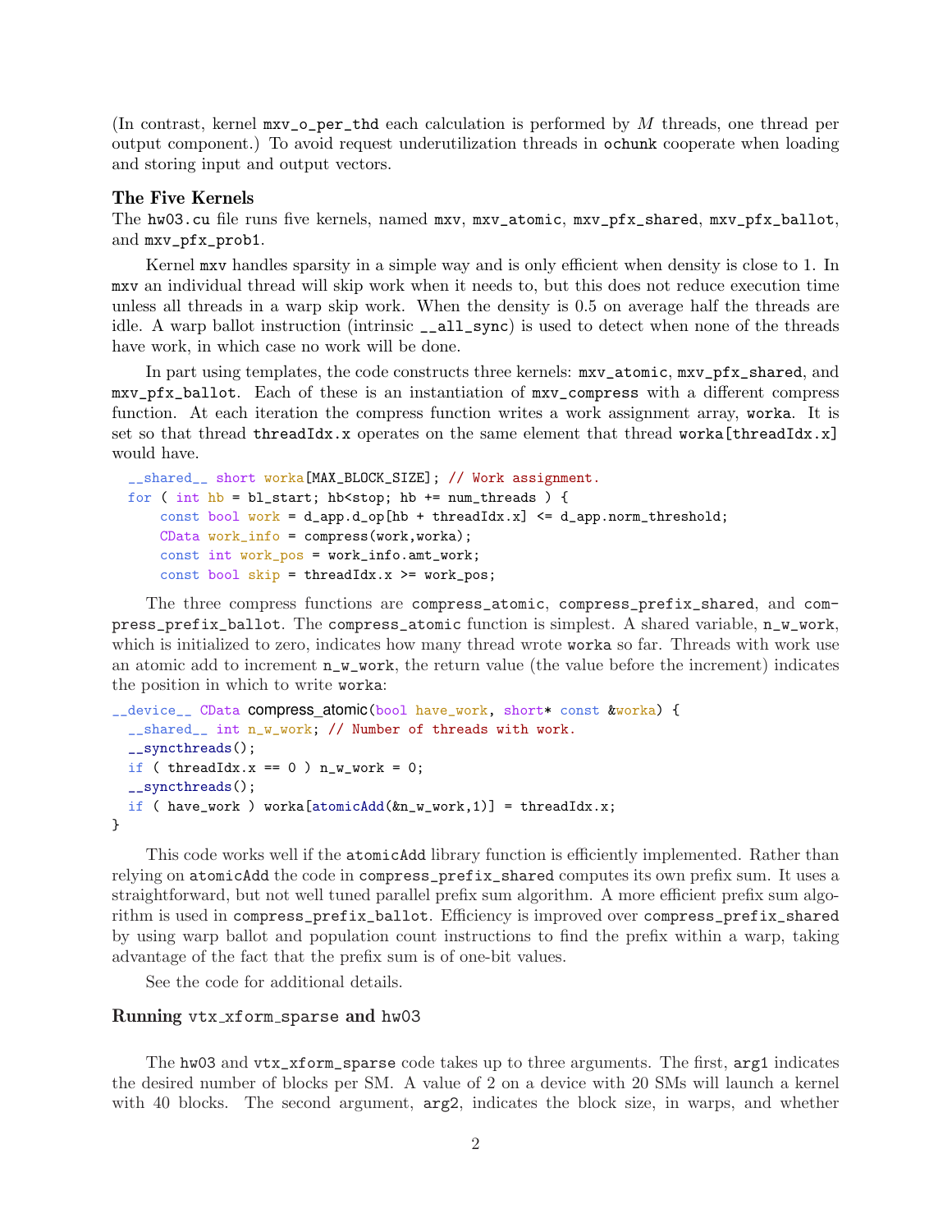(In contrast, kernel `mxv_o_per_thd` each calculation is performed by $M$ threads, one thread per output component.) To avoid request underutilization threads in `ochunk` cooperate when loading and storing input and output vectors.

### The Five Kernels

The `hw03.cu` file runs five kernels, named `mxv`, `mxv_atomic`, `mxv_pfx_shared`, `mxv_pfx_ballot`, and `mxv_pfx_prob1`.

Kernel `mxv` handles sparsity in a simple way and is only efficient when density is close to 1. In `mxv` an individual thread will skip work when it needs to, but this does not reduce execution time unless all threads in a warp skip work. When the density is 0.5 on average half the threads are idle. A warp ballot instruction (intrinsic `__all_sync`) is used to detect when none of the threads have work, in which case no work will be done.

In part using templates, the code constructs three kernels: `mxv_atomic`, `mxv_pfx_shared`, and `mxv_pfx_ballot`. Each of these is an instantiation of `mxv_compress` with a different compress function. At each iteration the compress function writes a work assignment array, `worka`. It is set so that thread `threadIdx.x` operates on the same element that thread `worka[threadIdx.x]` would have.

```
  __shared__ short worka[MAX_BLOCK_SIZE]; // Work assignment.
  for ( int hb = bl_start; hb<stop; hb += num_threads ) {
      const bool work = d_app.d_op[hb + threadIdx.x] <= d_app.norm_threshold;
      CData work_info = compress(work,worka);
      const int work_pos = work_info.amt_work;
      const bool skip = threadIdx.x >= work_pos;
```

The three compress functions are `compress_atomic`, `compress_prefix_shared`, and `compress_prefix_ballot`. The `compress_atomic` function is simplest. A shared variable, `n_w_work`, which is initialized to zero, indicates how many thread wrote `worka` so far. Threads with work use an atomic add to increment `n_w_work`, the return value (the value before the increment) indicates the position in which to write `worka`:

```
__device__ CData compress_atomic(bool have_work, short* const &worka) {
  __shared__ int n_w_work; // Number of threads with work.
  __syncthreads();
  if ( threadIdx.x == 0 ) n_w_work = 0;
  __syncthreads();
  if ( have_work ) worka[atomicAdd(&n_w_work,1)] = threadIdx.x;
}
```

This code works well if the `atomicAdd` library function is efficiently implemented. Rather than relying on `atomicAdd` the code in `compress_prefix_shared` computes its own prefix sum. It uses a straightforward, but not well tuned parallel prefix sum algorithm. A more efficient prefix sum algorithm is used in `compress_prefix_ballot`. Efficiency is improved over `compress_prefix_shared` by using warp ballot and population count instructions to find the prefix within a warp, taking advantage of the fact that the prefix sum is of one-bit values.

See the code for additional details.

### Running `vtx_xform_sparse` and `hw03`

The `hw03` and `vtx_xform_sparse` code takes up to three arguments. The first, `arg1` indicates the desired number of blocks per SM. A value of 2 on a device with 20 SMs will launch a kernel with 40 blocks. The second argument, `arg2`, indicates the block size, in warps, and whether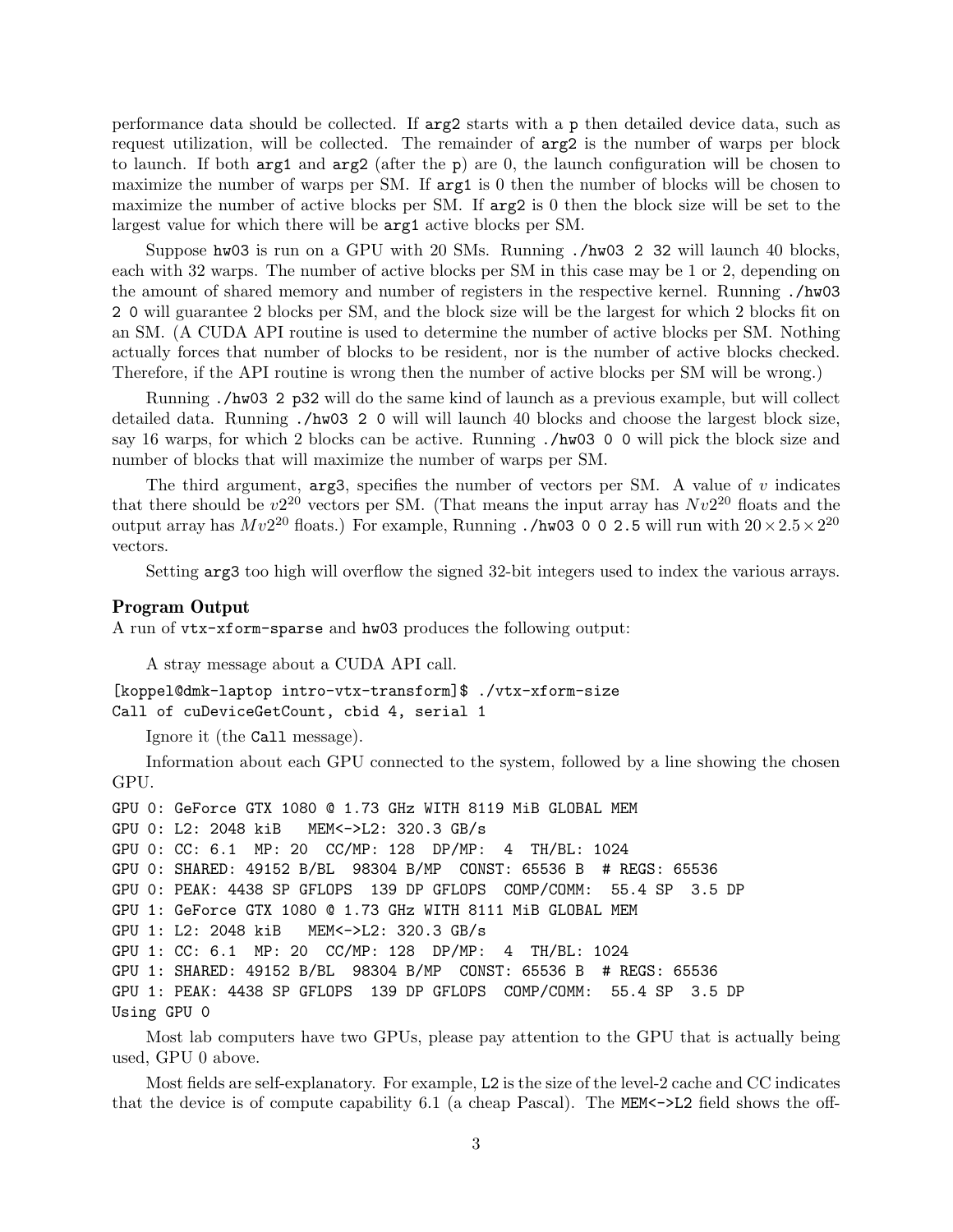performance data should be collected. If `arg2` starts with a `p` then detailed device data, such as request utilization, will be collected. The remainder of `arg2` is the number of warps per block to launch. If both `arg1` and `arg2` (after the `p`) are 0, the launch configuration will be chosen to maximize the number of warps per SM. If `arg1` is 0 then the number of blocks will be chosen to maximize the number of active blocks per SM. If `arg2` is 0 then the block size will be set to the largest value for which there will be `arg1` active blocks per SM.

Suppose `hw03` is run on a GPU with 20 SMs. Running `./hw03 2 32` will launch 40 blocks, each with 32 warps. The number of active blocks per SM in this case may be 1 or 2, depending on the amount of shared memory and number of registers in the respective kernel. Running `./hw03 2 0` will guarantee 2 blocks per SM, and the block size will be the largest for which 2 blocks fit on an SM. (A CUDA API routine is used to determine the number of active blocks per SM. Nothing actually forces that number of blocks to be resident, nor is the number of active blocks checked. Therefore, if the API routine is wrong then the number of active blocks per SM will be wrong.)

Running `./hw03 2 p32` will do the same kind of launch as a previous example, but will collect detailed data. Running `./hw03 2 0` will will launch 40 blocks and choose the largest block size, say 16 warps, for which 2 blocks can be active. Running `./hw03 0 0` will pick the block size and number of blocks that will maximize the number of warps per SM.

The third argument, `arg3`, specifies the number of vectors per SM. A value of $v$ indicates that there should be $v2^{20}$ vectors per SM. (That means the input array has $Nv2^{20}$ floats and the output array has $Mv2^{20}$ floats.) For example, Running `./hw03 0 0 2.5` will run with $20 \times 2.5 \times 2^{20}$ vectors.

Setting `arg3` too high will overflow the signed 32-bit integers used to index the various arrays.

### Program Output

A run of `vtx-xform-sparse` and `hw03` produces the following output:

A stray message about a CUDA API call.

```
[koppel@dmk-laptop intro-vtx-transform]$ ./vtx-xform-size
Call of cuDeviceGetCount, cbid 4, serial 1
```

Ignore it (the `Call` message).

Information about each GPU connected to the system, followed by a line showing the chosen GPU.

```
GPU 0: GeForce GTX 1080 @ 1.73 GHz WITH 8119 MiB GLOBAL MEM
GPU 0: L2: 2048 kiB   MEM<->L2: 320.3 GB/s
GPU 0: CC: 6.1  MP: 20  CC/MP: 128  DP/MP:  4  TH/BL: 1024
GPU 0: SHARED: 49152 B/BL  98304 B/MP  CONST: 65536 B  # REGS: 65536
GPU 0: PEAK: 4438 SP GFLOPS  139 DP GFLOPS  COMP/COMM:  55.4 SP  3.5 DP
GPU 1: GeForce GTX 1080 @ 1.73 GHz WITH 8111 MiB GLOBAL MEM
GPU 1: L2: 2048 kiB   MEM<->L2: 320.3 GB/s
GPU 1: CC: 6.1  MP: 20  CC/MP: 128  DP/MP:  4  TH/BL: 1024
GPU 1: SHARED: 49152 B/BL  98304 B/MP  CONST: 65536 B  # REGS: 65536
GPU 1: PEAK: 4438 SP GFLOPS  139 DP GFLOPS  COMP/COMM:  55.4 SP  3.5 DP
Using GPU 0
```

Most lab computers have two GPUs, please pay attention to the GPU that is actually being used, GPU 0 above.

Most fields are self-explanatory. For example, `L2` is the size of the level-2 cache and `CC` indicates that the device is of compute capability 6.1 (a cheap Pascal). The `MEM<->L2` field shows the off-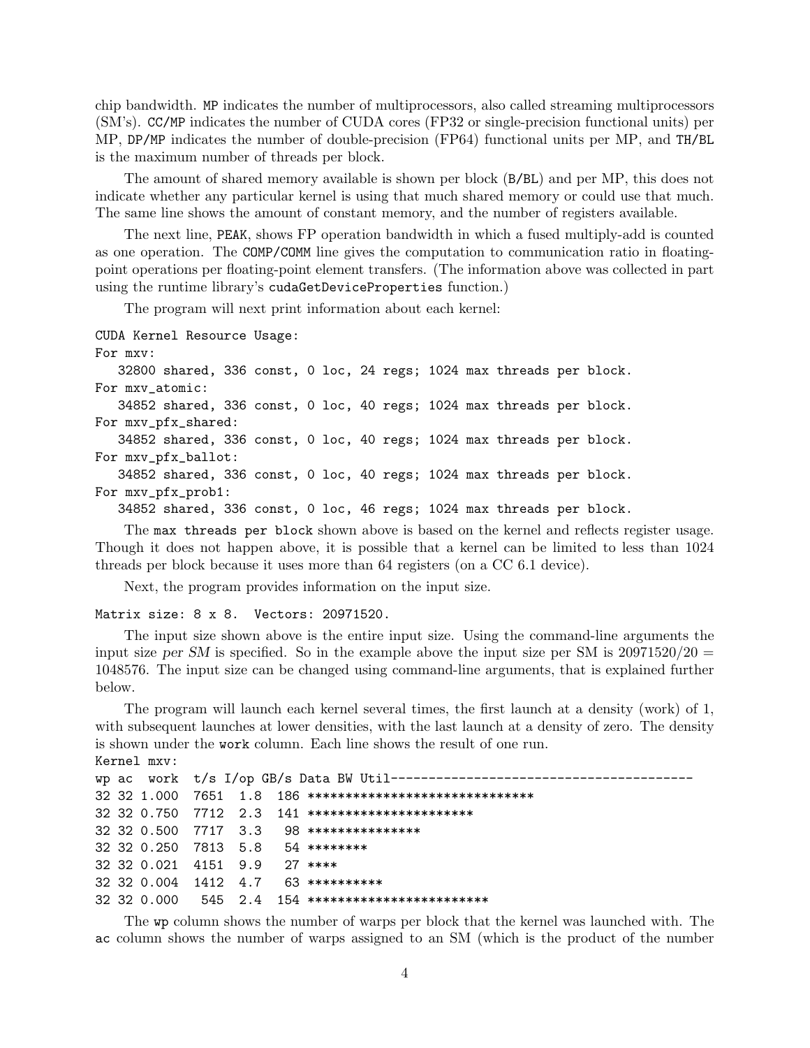chip bandwidth. `MP` indicates the number of multiprocessors, also called streaming multiprocessors (SM's). `CC/MP` indicates the number of CUDA cores (FP32 or single-precision functional units) per MP, `DP/MP` indicates the number of double-precision (FP64) functional units per MP, and `TH/BL` is the maximum number of threads per block.

The amount of shared memory available is shown per block (`B/BL`) and per MP, this does not indicate whether any particular kernel is using that much shared memory or could use that much. The same line shows the amount of constant memory, and the number of registers available.

The next line, `PEAK`, shows FP operation bandwidth in which a fused multiply-add is counted as one operation. The `COMP/COMM` line gives the computation to communication ratio in floating-point operations per floating-point element transfers. (The information above was collected in part using the runtime library's `cudaGetDeviceProperties` function.)

The program will next print information about each kernel:

```
CUDA Kernel Resource Usage:
For mxv:
   32800 shared, 336 const, 0 loc, 24 regs; 1024 max threads per block.
For mxv_atomic:
   34852 shared, 336 const, 0 loc, 40 regs; 1024 max threads per block.
For mxv_pfx_shared:
   34852 shared, 336 const, 0 loc, 40 regs; 1024 max threads per block.
For mxv_pfx_ballot:
   34852 shared, 336 const, 0 loc, 40 regs; 1024 max threads per block.
For mxv_pfx_prob1:
   34852 shared, 336 const, 0 loc, 46 regs; 1024 max threads per block.
```

The `max threads per block` shown above is based on the kernel and reflects register usage. Though it does not happen above, it is possible that a kernel can be limited to less than 1024 threads per block because it uses more than 64 registers (on a CC 6.1 device).

Next, the program provides information on the input size.

```
Matrix size: 8 x 8.  Vectors: 20971520.
```

The input size shown above is the entire input size. Using the command-line arguments the input size *per SM* is specified. So in the example above the input size per SM is $20971520/20 = 1048576$. The input size can be changed using command-line arguments, that is explained further below.

The program will launch each kernel several times, the first launch at a density (work) of 1, with subsequent launches at lower densities, with the last launch at a density of zero. The density is shown under the `work` column. Each line shows the result of one run.

```
Kernel mxv:
wp ac  work  t/s I/op GB/s Data BW Util---------------------------------------
32 32 1.000  7651  1.8  186 ******************************
32 32 0.750  7712  2.3  141 **********************
32 32 0.500  7717  3.3   98 ***************
32 32 0.250  7813  5.8   54 ********
32 32 0.021  4151  9.9   27 ****
32 32 0.004  1412  4.7   63 **********
32 32 0.000   545  2.4  154 ************************
```

The `wp` column shows the number of warps per block that the kernel was launched with. The `ac` column shows the number of warps assigned to an SM (which is the product of the number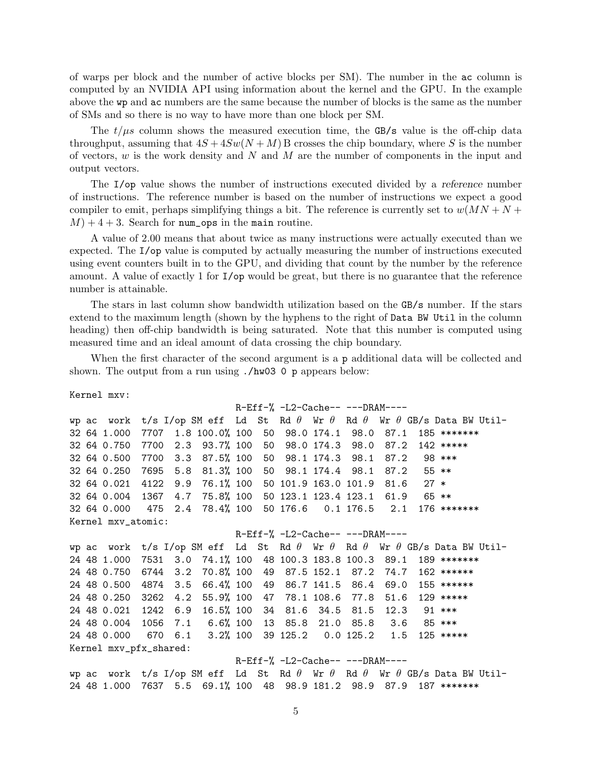of warps per block and the number of active blocks per SM). The number in the `ac` column is computed by an NVIDIA API using information about the kernel and the GPU. In the example above the `wp` and `ac` numbers are the same because the number of blocks is the same as the number of SMs and so there is no way to have more than one block per SM.

The $t/\mu s$ column shows the measured execution time, the `GB/s` value is the off-chip data throughput, assuming that $4S + 4Sw(N + M)$ B crosses the chip boundary, where $S$ is the number of vectors, $w$ is the work density and $N$ and $M$ are the number of components in the input and output vectors.

The `I/op` value shows the number of instructions executed divided by a *reference* number of instructions. The reference number is based on the number of instructions we expect a good compiler to emit, perhaps simplifying things a bit. The reference is currently set to $w(MN + N + M) + 4 + 3$. Search for `num_ops` in the `main` routine.

A value of 2.00 means that about twice as many instructions were actually executed than we expected. The `I/op` value is computed by actually measuring the number of instructions executed using event counters built in to the GPU, and dividing that count by the number by the reference amount. A value of exactly 1 for `I/op` would be great, but there is no guarantee that the reference number is attainable.

The stars in last column show bandwidth utilization based on the `GB/s` number. If the stars extend to the maximum length (shown by the hyphens to the right of `Data BW Util` in the column heading) then off-chip bandwidth is being saturated. Note that this number is computed using measured time and an ideal amount of data crossing the chip boundary.

When the first character of the second argument is a `p` additional data will be collected and shown. The output from a run using `./hw03 0 p` appears below:

```
Kernel mxv:
                                  R-Eff-% -L2-Cache-- ---DRAM----
wp ac  work  t/s I/op SM eff  Ld  St  Rd θ  Wr θ  Rd θ  Wr θ GB/s Data BW Util-
32 64 1.000  7707  1.8 100.0% 100  50  98.0 174.1  98.0  87.1  185 *******
32 64 0.750  7700  2.3  93.7% 100  50  98.0 174.3  98.0  87.2  142 *****
32 64 0.500  7700  3.3  87.5% 100  50  98.1 174.3  98.1  87.2   98 ***
32 64 0.250  7695  5.8  81.3% 100  50  98.1 174.4  98.1  87.2   55 **
32 64 0.021  4122  9.9  76.1% 100  50 101.9 163.0 101.9  81.6   27 *
32 64 0.004  1367  4.7  75.8% 100  50 123.1 123.4 123.1  61.9   65 **
32 64 0.000   475  2.4  78.4% 100  50 176.6   0.1 176.5   2.1  176 *******
Kernel mxv_atomic:
                                  R-Eff-% -L2-Cache-- ---DRAM----
wp ac  work  t/s I/op SM eff  Ld  St  Rd θ  Wr θ  Rd θ  Wr θ GB/s Data BW Util-
24 48 1.000  7531  3.0  74.1% 100  48 100.3 183.8 100.3  89.1  189 *******
24 48 0.750  6744  3.2  70.8% 100  49  87.5 152.1  87.2  74.7  162 ******
24 48 0.500  4874  3.5  66.4% 100  49  86.7 141.5  86.4  69.0  155 ******
24 48 0.250  3262  4.2  55.9% 100  47  78.1 108.6  77.8  51.6  129 *****
24 48 0.021  1242  6.9  16.5% 100  34  81.6  34.5  81.5  12.3   91 ***
24 48 0.004  1056  7.1   6.6% 100  13  85.8  21.0  85.8   3.6   85 ***
24 48 0.000   670  6.1   3.2% 100  39 125.2   0.0 125.2   1.5  125 *****
Kernel mxv_pfx_shared:
                                  R-Eff-% -L2-Cache-- ---DRAM----
wp ac  work  t/s I/op SM eff  Ld  St  Rd θ  Wr θ  Rd θ  Wr θ GB/s Data BW Util-
24 48 1.000  7637  5.5  69.1% 100  48  98.9 181.2  98.9  87.9  187 *******
```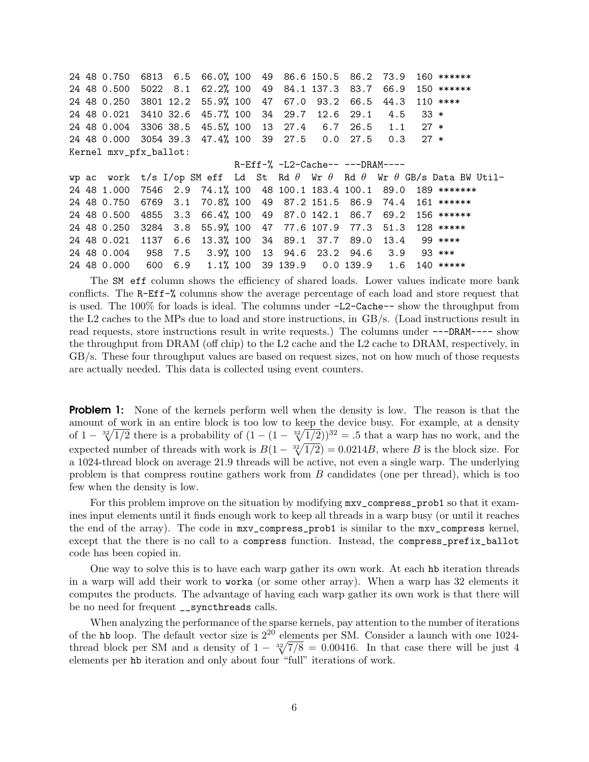```
24 48 0.750  6813  6.5  66.0% 100  49  86.6 150.5  86.2  73.9  160 ******
24 48 0.500  5022  8.1  62.2% 100  49  84.1 137.3  83.7  66.9  150 ******
24 48 0.250  3801 12.2  55.9% 100  47  67.0  93.2  66.5  44.3  110 ****
24 48 0.021  3410 32.6  45.7% 100  34  29.7  12.6  29.1   4.5   33 *
24 48 0.004  3306 38.5  45.5% 100  13  27.4   6.7  26.5   1.1   27 *
24 48 0.000  3054 39.3  47.4% 100  39  27.5   0.0  27.5   0.3   27 *
Kernel mxv_pfx_ballot:
                                R-Eff-% -L2-Cache-- ---DRAM----
wp ac  work  t/s I/op SM eff  Ld  St  Rd θ  Wr θ  Rd θ  Wr θ GB/s Data BW Util-
24 48 1.000  7546  2.9  74.1% 100  48 100.1 183.4 100.1  89.0  189 *******
24 48 0.750  6769  3.1  70.8% 100  49  87.2 151.5  86.9  74.4  161 ******
24 48 0.500  4855  3.3  66.4% 100  49  87.0 142.1  86.7  69.2  156 ******
24 48 0.250  3284  3.8  55.9% 100  47  77.6 107.9  77.3  51.3  128 *****
24 48 0.021  1137  6.6  13.3% 100  34  89.1  37.7  89.0  13.4   99 ****
24 48 0.004   958  7.5   3.9% 100  13  94.6  23.2  94.6   3.9   93 ***
24 48 0.000   600  6.9   1.1% 100  39 139.9   0.0 139.9   1.6  140 *****
```

The `SM eff` column shows the efficiency of shared loads. Lower values indicate more bank conflicts. The `R-Eff-%` columns show the average percentage of each load and store request that is used. The 100% for loads is ideal. The columns under `-L2-Cache--` show the throughput from the L2 caches to the MPs due to load and store instructions, in GB/s. (Load instructions result in read requests, store instructions result in write requests.) The columns under `---DRAM----` show the throughput from DRAM (off chip) to the L2 cache and the L2 cache to DRAM, respectively, in GB/s. These four throughput values are based on request sizes, not on how much of those requests are actually needed. This data is collected using event counters.

**Problem 1:** None of the kernels perform well when the density is low. The reason is that the amount of work in an entire block is too low to keep the device busy. For example, at a density of $1 - \sqrt[32]{1/2}$ there is a probability of $(1 - (1 - \sqrt[32]{1/2}))^{32} = .5$ that a warp has no work, and the expected number of threads with work is $B(1 - \sqrt[32]{1/2}) = 0.0214B$, where $B$ is the block size. For a 1024-thread block on average 21.9 threads will be active, not even a single warp. The underlying problem is that compress routine gathers work from $B$ candidates (one per thread), which is too few when the density is low.

For this problem improve on the situation by modifying `mxv_compress_prob1` so that it examines input elements until it finds enough work to keep all threads in a warp busy (or until it reaches the end of the array). The code in `mxv_compress_prob1` is similar to the `mxv_compress` kernel, except that the there is no call to a `compress` function. Instead, the `compress_prefix_ballot` code has been copied in.

One way to solve this is to have each warp gather its own work. At each `hb` iteration threads in a warp will add their work to `worka` (or some other array). When a warp has 32 elements it computes the products. The advantage of having each warp gather its own work is that there will be no need for frequent `__syncthreads` calls.

When analyzing the performance of the sparse kernels, pay attention to the number of iterations of the `hb` loop. The default vector size is $2^{20}$ elements per SM. Consider a launch with one 1024-thread block per SM and a density of $1 - \sqrt[32]{7/8} = 0.00416$. In that case there will be just 4 elements per `hb` iteration and only about four "full" iterations of work.